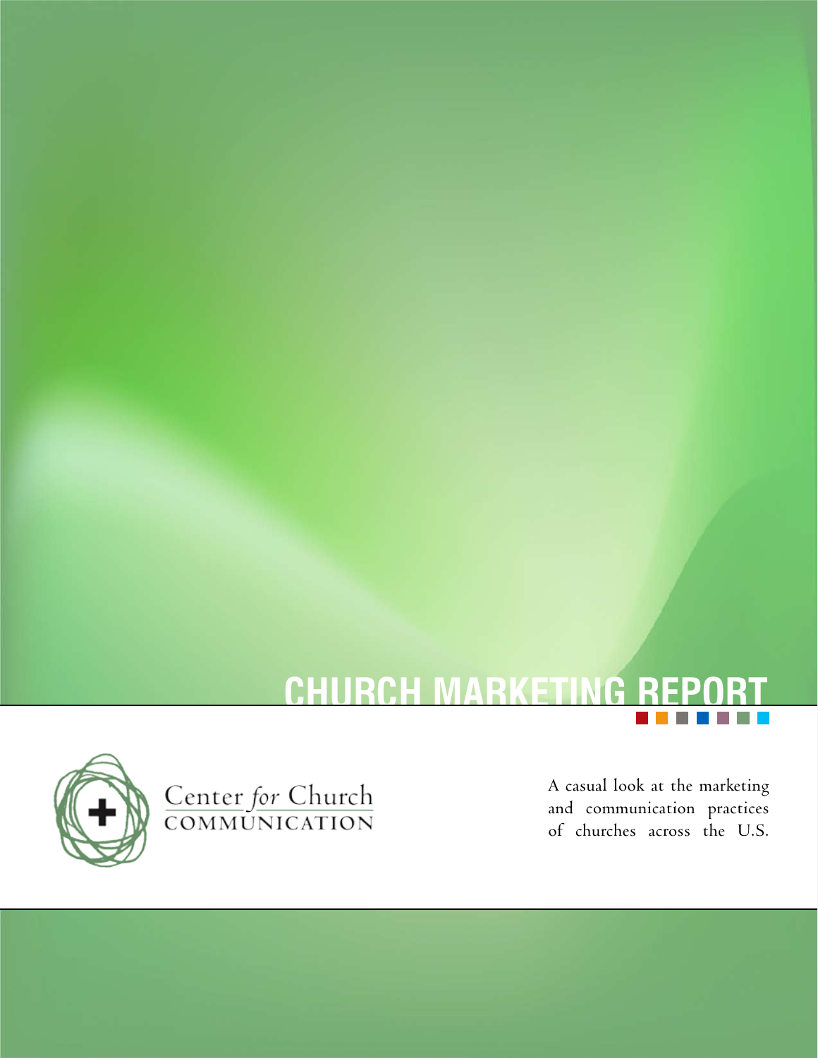# CHURCH MARKETING REPORT

Center *for* Church
COMMUNICATION

A casual look at the marketing and communication practices of churches across the U.S.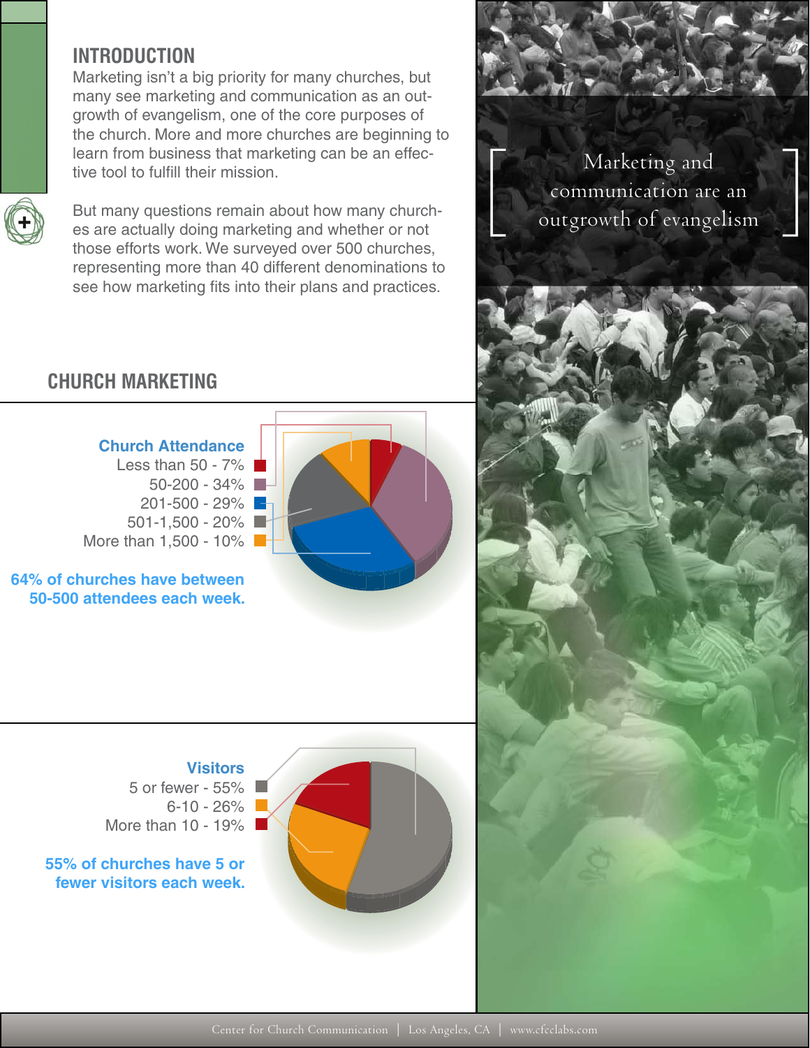## INTRODUCTION

Marketing isn't a big priority for many churches, but many see marketing and communication as an outgrowth of evangelism, one of the core purposes of the church. More and more churches are beginning to learn from business that marketing can be an effective tool to fulfill their mission.

But many questions remain about how many churches are actually doing marketing and whether or not those efforts work. We surveyed over 500 churches, representing more than 40 different denominations to see how marketing fits into their plans and practices.

> Marketing and communication are an outgrowth of evangelism

## CHURCH MARKETING

**Church Attendance**

- Less than 50 - 7%
- 50-200 - 34%
- 201-500 - 29%
- 501-1,500 - 20%
- More than 1,500 - 10%

**64% of churches have between 50-500 attendees each week.**

**Visitors**

- 5 or fewer - 55%
- 6-10 - 26%
- More than 10 - 19%

**55% of churches have 5 or fewer visitors each week.**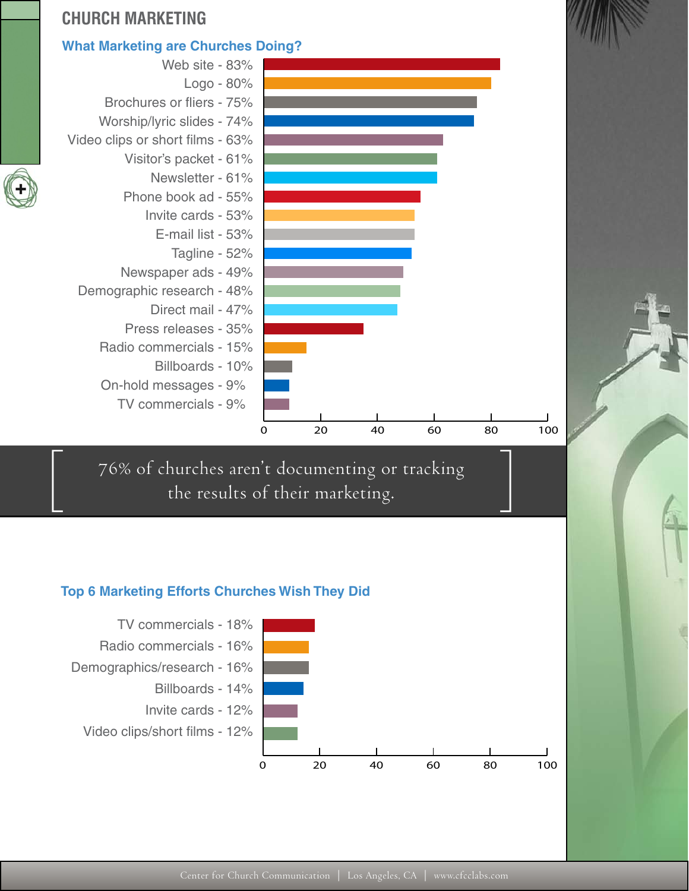# CHURCH MARKETING

## What Marketing are Churches Doing?

- Web site - 83%
- Logo - 80%
- Brochures or fliers - 75%
- Worship/lyric slides - 74%
- Video clips or short films - 63%
- Visitor's packet - 61%
- Newsletter - 61%
- Phone book ad - 55%
- Invite cards - 53%
- E-mail list - 53%
- Tagline - 52%
- Newspaper ads - 49%
- Demographic research - 48%
- Direct mail - 47%
- Press releases - 35%
- Radio commercials - 15%
- Billboards - 10%
- On-hold messages - 9%
- TV commercials - 9%

0 20 40 60 80 100

[ 76% of churches aren't documenting or tracking the results of their marketing. ]

## Top 6 Marketing Efforts Churches Wish They Did

- TV commercials - 18%
- Radio commercials - 16%
- Demographics/research - 16%
- Billboards - 14%
- Invite cards - 12%
- Video clips/short films - 12%

0 20 40 60 80 100

Center for Church Communication | Los Angeles, CA | www.cfcclabs.com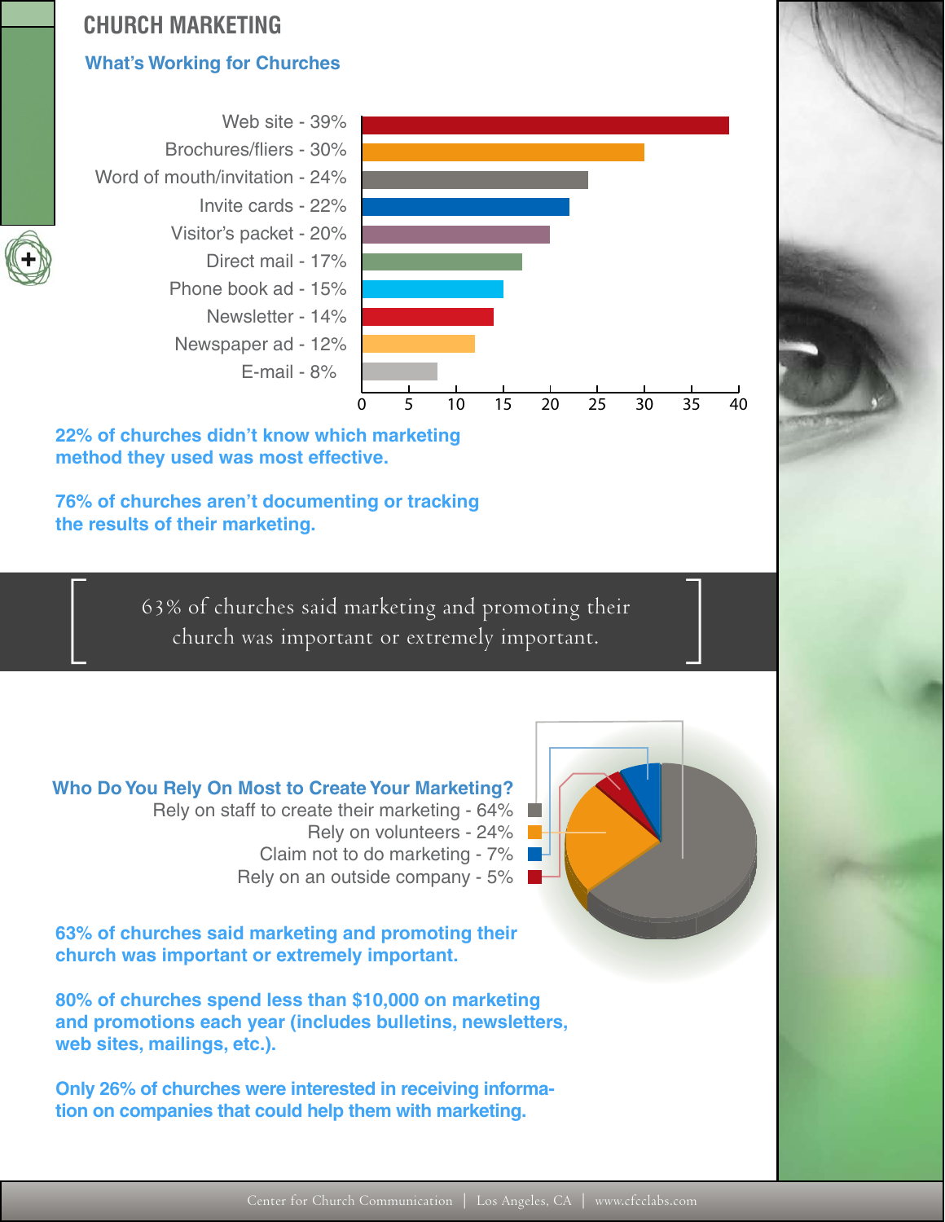# CHURCH MARKETING

## What's Working for Churches

| Method | Percentage |
| --- | --- |
| Web site | 39% |
| Brochures/fliers | 30% |
| Word of mouth/invitation | 24% |
| Invite cards | 22% |
| Visitor's packet | 20% |
| Direct mail | 17% |
| Phone book ad | 15% |
| Newsletter | 14% |
| Newspaper ad | 12% |
| E-mail | 8% |

**22% of churches didn't know which marketing method they used was most effective.**

**76% of churches aren't documenting or tracking the results of their marketing.**

[ 63% of churches said marketing and promoting their church was important or extremely important. ]

### Who Do You Rely On Most to Create Your Marketing?

- Rely on staff to create their marketing - 64%
- Rely on volunteers - 24%
- Claim not to do marketing - 7%
- Rely on an outside company - 5%

**63% of churches said marketing and promoting their church was important or extremely important.**

**80% of churches spend less than $10,000 on marketing and promotions each year (includes bulletins, newsletters, web sites, mailings, etc.).**

**Only 26% of churches were interested in receiving information on companies that could help them with marketing.**

Center for Church Communication | Los Angeles, CA | www.cfcclabs.com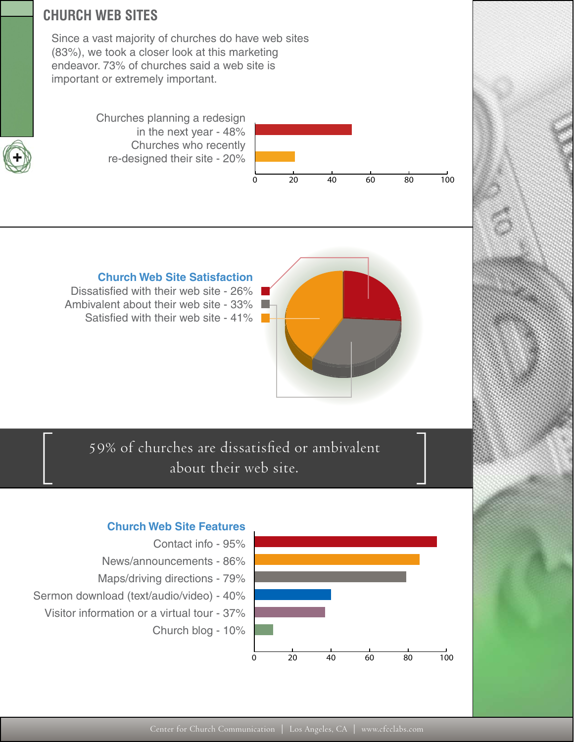# CHURCH WEB SITES

Since a vast majority of churches do have web sites (83%), we took a closer look at this marketing endeavor. 73% of churches said a web site is important or extremely important.

Churches planning a redesign in the next year - 48%

Churches who recently re-designed their site - 20%

### Church Web Site Satisfaction

Dissatisfied with their web site - 26%

Ambivalent about their web site - 33%

Satisfied with their web site - 41%

[ 59% of churches are dissatisfied or ambivalent about their web site. ]

### Church Web Site Features

Contact info - 95%

News/announcements - 86%

Maps/driving directions - 79%

Sermon download (text/audio/video) - 40%

Visitor information or a virtual tour - 37%

Church blog - 10%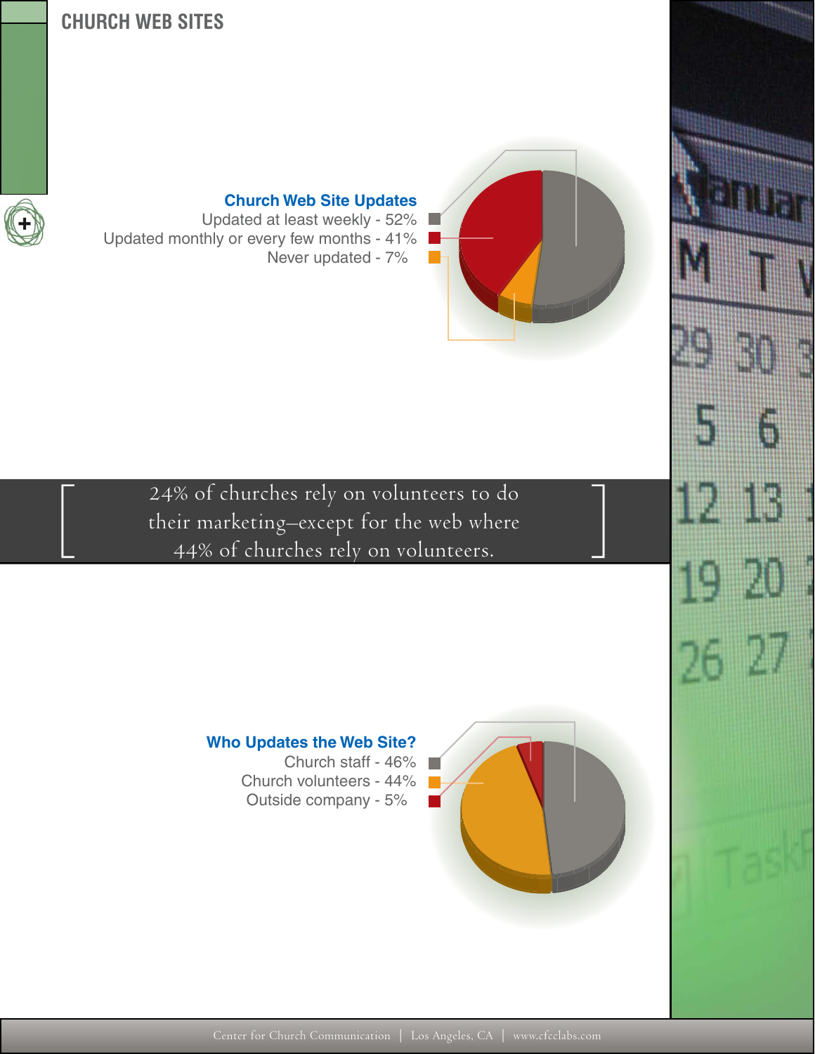# CHURCH WEB SITES

**Church Web Site Updates**

Updated at least weekly - 52%
Updated monthly or every few months - 41%
Never updated - 7%

[ 24% of churches rely on volunteers to do their marketing–except for the web where 44% of churches rely on volunteers. ]

**Who Updates the Web Site?**

Church staff - 46%
Church volunteers - 44%
Outside company - 5%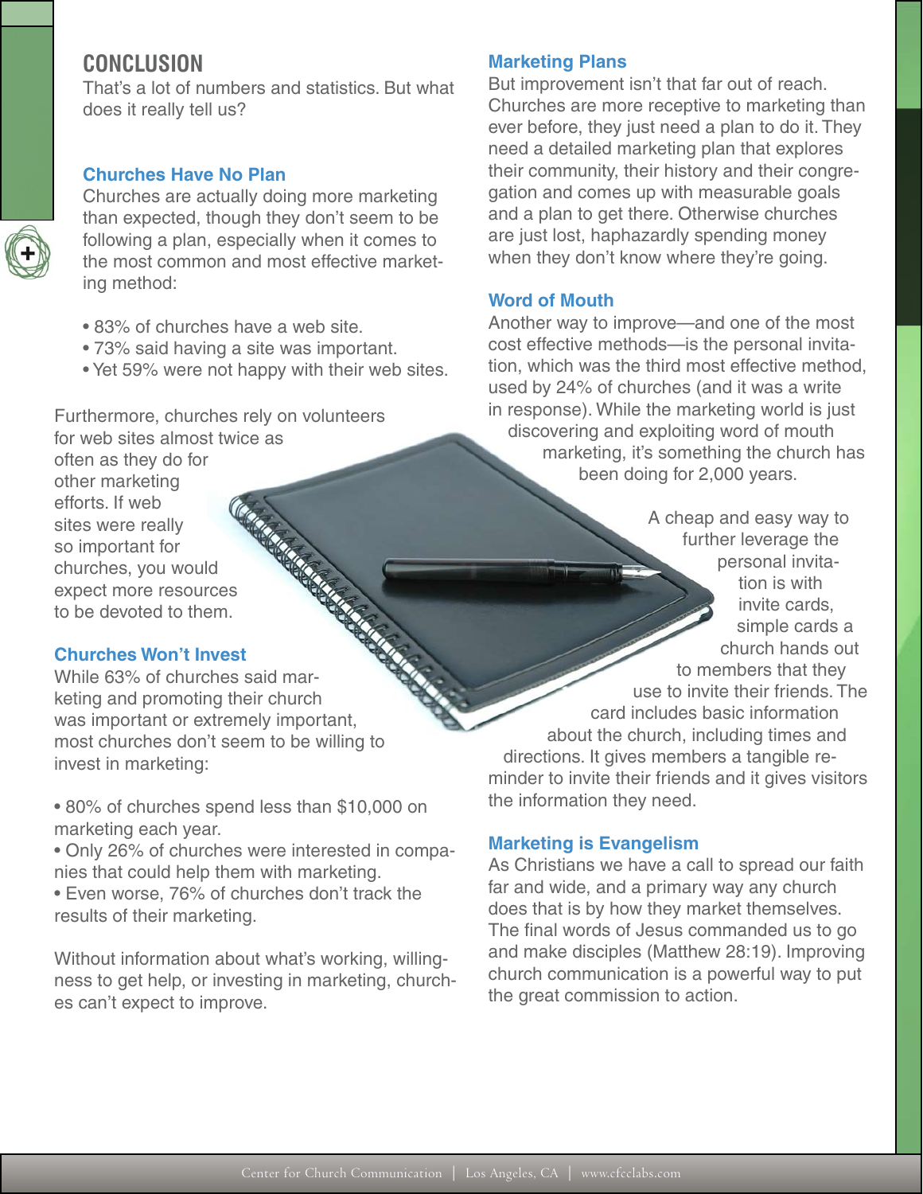## CONCLUSION

That's a lot of numbers and statistics. But what does it really tell us?

### Churches Have No Plan

Churches are actually doing more marketing than expected, though they don't seem to be following a plan, especially when it comes to the most common and most effective marketing method:

- 83% of churches have a web site.
- 73% said having a site was important.
- Yet 59% were not happy with their web sites.

Furthermore, churches rely on volunteers for web sites almost twice as often as they do for other marketing efforts. If web sites were really so important for churches, you would expect more resources to be devoted to them.

### Churches Won't Invest

While 63% of churches said marketing and promoting their church was important or extremely important, most churches don't seem to be willing to invest in marketing:

- 80% of churches spend less than $10,000 on marketing each year.
- Only 26% of churches were interested in companies that could help them with marketing.
- Even worse, 76% of churches don't track the results of their marketing.

Without information about what's working, willingness to get help, or investing in marketing, churches can't expect to improve.

### Marketing Plans

But improvement isn't that far out of reach. Churches are more receptive to marketing than ever before, they just need a plan to do it. They need a detailed marketing plan that explores their community, their history and their congregation and comes up with measurable goals and a plan to get there. Otherwise churches are just lost, haphazardly spending money when they don't know where they're going.

### Word of Mouth

Another way to improve—and one of the most cost effective methods—is the personal invitation, which was the third most effective method, used by 24% of churches (and it was a write in response). While the marketing world is just discovering and exploiting word of mouth marketing, it's something the church has been doing for 2,000 years.

A cheap and easy way to further leverage the personal invitation is with invite cards, simple cards a church hands out to members that they use to invite their friends. The card includes basic information about the church, including times and directions. It gives members a tangible reminder to invite their friends and it gives visitors the information they need.

### Marketing is Evangelism

As Christians we have a call to spread our faith far and wide, and a primary way any church does that is by how they market themselves. The final words of Jesus commanded us to go and make disciples (Matthew 28:19). Improving church communication is a powerful way to put the great commission to action.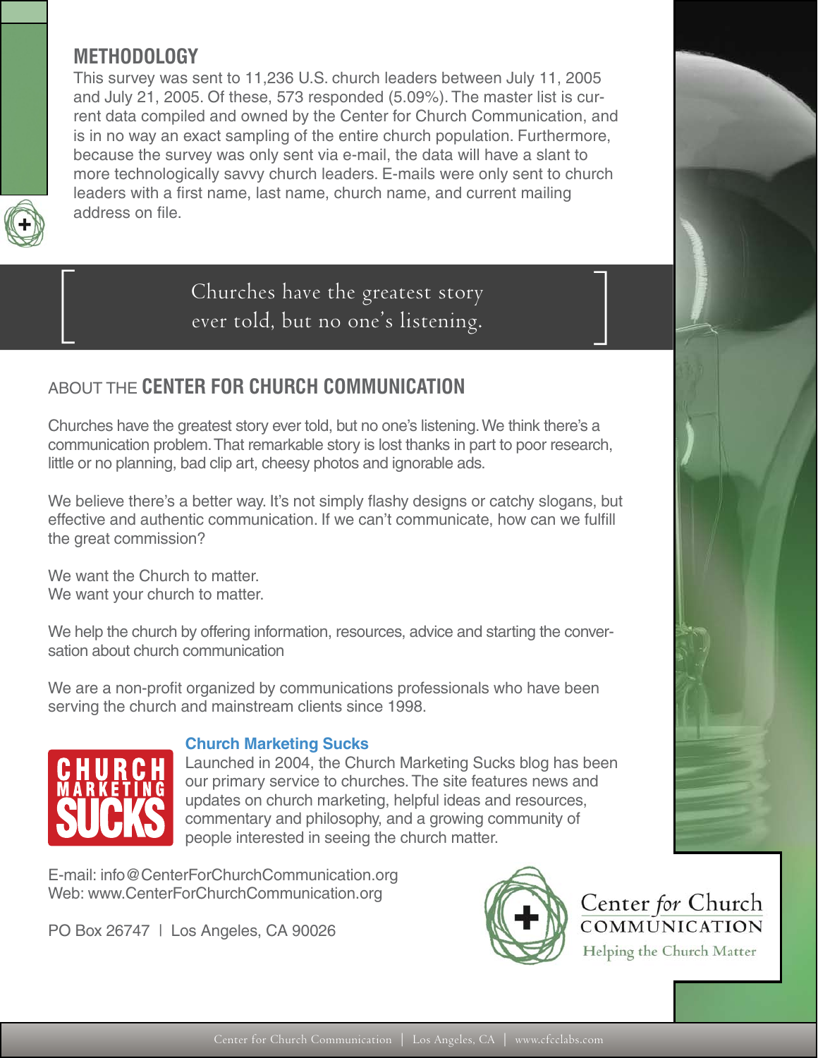## METHODOLOGY

This survey was sent to 11,236 U.S. church leaders between July 11, 2005 and July 21, 2005. Of these, 573 responded (5.09%). The master list is current data compiled and owned by the Center for Church Communication, and is in no way an exact sampling of the entire church population. Furthermore, because the survey was only sent via e-mail, the data will have a slant to more technologically savvy church leaders. E-mails were only sent to church leaders with a first name, last name, church name, and current mailing address on file.

> Churches have the greatest story ever told, but no one's listening.

## ABOUT THE CENTER FOR CHURCH COMMUNICATION

Churches have the greatest story ever told, but no one's listening. We think there's a communication problem. That remarkable story is lost thanks in part to poor research, little or no planning, bad clip art, cheesy photos and ignorable ads.

We believe there's a better way. It's not simply flashy designs or catchy slogans, but effective and authentic communication. If we can't communicate, how can we fulfill the great commission?

We want the Church to matter.
We want your church to matter.

We help the church by offering information, resources, advice and starting the conversation about church communication

We are a non-profit organized by communications professionals who have been serving the church and mainstream clients since 1998.

CHURCH MARKETING SUCKS

### Church Marketing Sucks

Launched in 2004, the Church Marketing Sucks blog has been our primary service to churches. The site features news and updates on church marketing, helpful ideas and resources, commentary and philosophy, and a growing community of people interested in seeing the church matter.

E-mail: info@CenterForChurchCommunication.org
Web: www.CenterForChurchCommunication.org

PO Box 26747 | Los Angeles, CA 90026

Center *for* Church COMMUNICATION
Helping the Church Matter